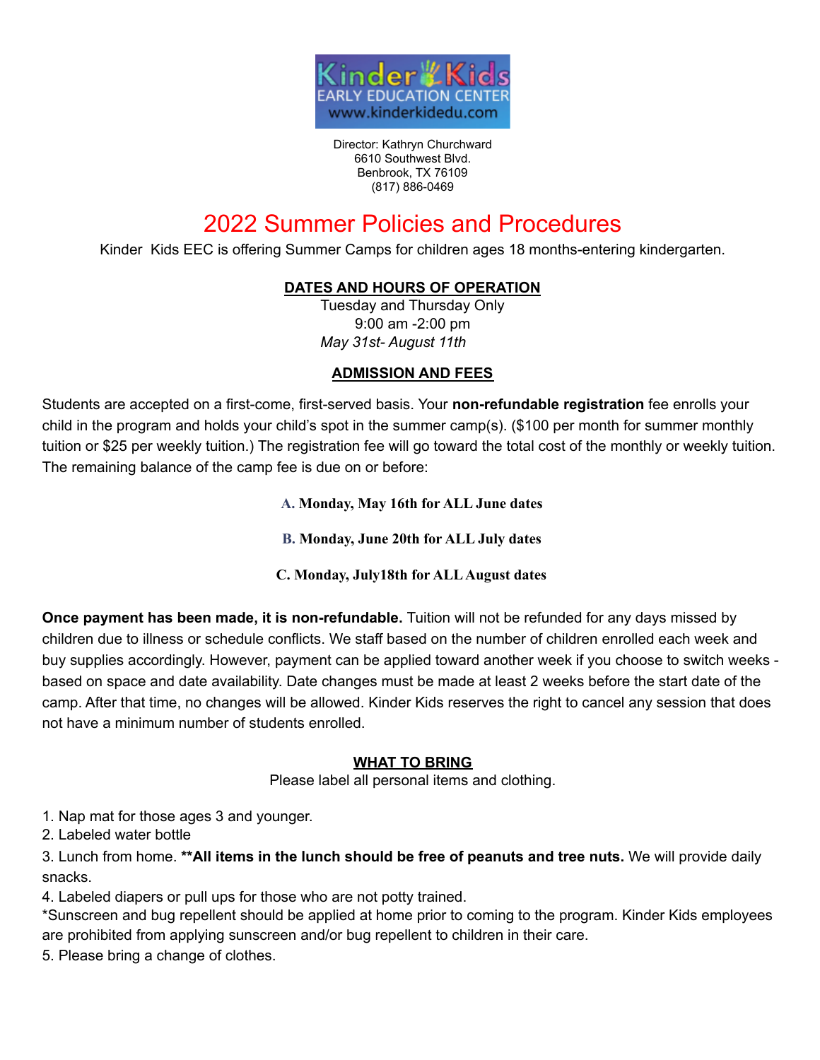Director: Kathryn Churchward
6610 Southwest Blvd.
Benbrook, TX 76109
(817) 886-0469

# 2022 Summer Policies and Procedures

Kinder Kids EEC is offering Summer Camps for children ages 18 months-entering kindergarten.

## DATES AND HOURS OF OPERATION

Tuesday and Thursday Only
9:00 am -2:00 pm
*May 31st- August 11th*

## ADMISSION AND FEES

Students are accepted on a first-come, first-served basis. Your **non-refundable registration** fee enrolls your child in the program and holds your child's spot in the summer camp(s). ($100 per month for summer monthly tuition or $25 per weekly tuition.) The registration fee will go toward the total cost of the monthly or weekly tuition. The remaining balance of the camp fee is due on or before:

**A. Monday, May 16th for ALL June dates**

**B. Monday, June 20th for ALL July dates**

**C. Monday, July18th for ALL August dates**

**Once payment has been made, it is non-refundable.** Tuition will not be refunded for any days missed by children due to illness or schedule conflicts. We staff based on the number of children enrolled each week and buy supplies accordingly. However, payment can be applied toward another week if you choose to switch weeks - based on space and date availability. Date changes must be made at least 2 weeks before the start date of the camp. After that time, no changes will be allowed. Kinder Kids reserves the right to cancel any session that does not have a minimum number of students enrolled.

## WHAT TO BRING

Please label all personal items and clothing.

1. Nap mat for those ages 3 and younger.
2. Labeled water bottle
3. Lunch from home. **\*\*All items in the lunch should be free of peanuts and tree nuts.** We will provide daily snacks.
4. Labeled diapers or pull ups for those who are not potty trained.

*Sunscreen and bug repellent should be applied at home prior to coming to the program. Kinder Kids employees are prohibited from applying sunscreen and/or bug repellent to children in their care.

5. Please bring a change of clothes.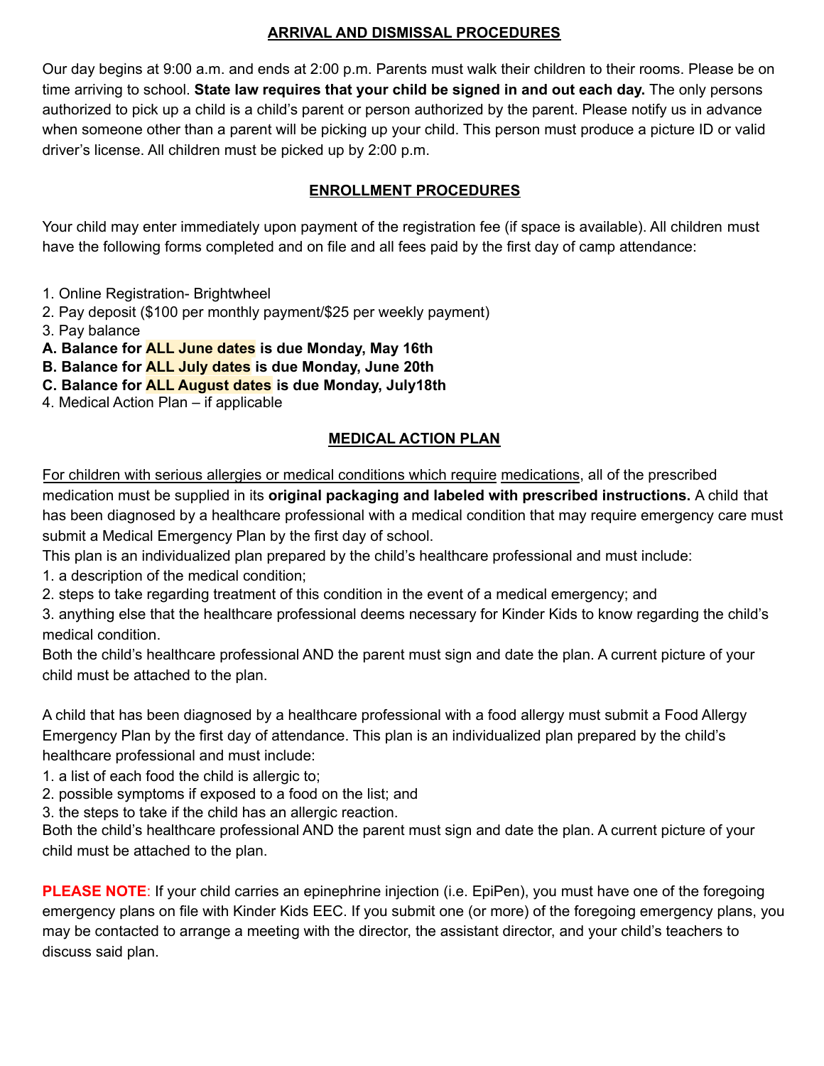## ARRIVAL AND DISMISSAL PROCEDURES

Our day begins at 9:00 a.m. and ends at 2:00 p.m. Parents must walk their children to their rooms. Please be on time arriving to school. **State law requires that your child be signed in and out each day.** The only persons authorized to pick up a child is a child's parent or person authorized by the parent. Please notify us in advance when someone other than a parent will be picking up your child. This person must produce a picture ID or valid driver's license. All children must be picked up by 2:00 p.m.

## ENROLLMENT PROCEDURES

Your child may enter immediately upon payment of the registration fee (if space is available). All children must have the following forms completed and on file and all fees paid by the first day of camp attendance:

1. Online Registration- Brightwheel
2. Pay deposit ($100 per monthly payment/$25 per weekly payment)
3. Pay balance

**A. Balance for ALL June dates is due Monday, May 16th**
**B. Balance for ALL July dates is due Monday, June 20th**
**C. Balance for ALL August dates is due Monday, July18th**

4. Medical Action Plan – if applicable

## MEDICAL ACTION PLAN

For children with serious allergies or medical conditions which require medications, all of the prescribed medication must be supplied in its **original packaging and labeled with prescribed instructions.** A child that has been diagnosed by a healthcare professional with a medical condition that may require emergency care must submit a Medical Emergency Plan by the first day of school.

This plan is an individualized plan prepared by the child's healthcare professional and must include:

1. a description of the medical condition;
2. steps to take regarding treatment of this condition in the event of a medical emergency; and
3. anything else that the healthcare professional deems necessary for Kinder Kids to know regarding the child's medical condition.

Both the child's healthcare professional AND the parent must sign and date the plan. A current picture of your child must be attached to the plan.

A child that has been diagnosed by a healthcare professional with a food allergy must submit a Food Allergy Emergency Plan by the first day of attendance. This plan is an individualized plan prepared by the child's healthcare professional and must include:

1. a list of each food the child is allergic to;
2. possible symptoms if exposed to a food on the list; and
3. the steps to take if the child has an allergic reaction.

Both the child's healthcare professional AND the parent must sign and date the plan. A current picture of your child must be attached to the plan.

**PLEASE NOTE**: If your child carries an epinephrine injection (i.e. EpiPen), you must have one of the foregoing emergency plans on file with Kinder Kids EEC. If you submit one (or more) of the foregoing emergency plans, you may be contacted to arrange a meeting with the director, the assistant director, and your child's teachers to discuss said plan.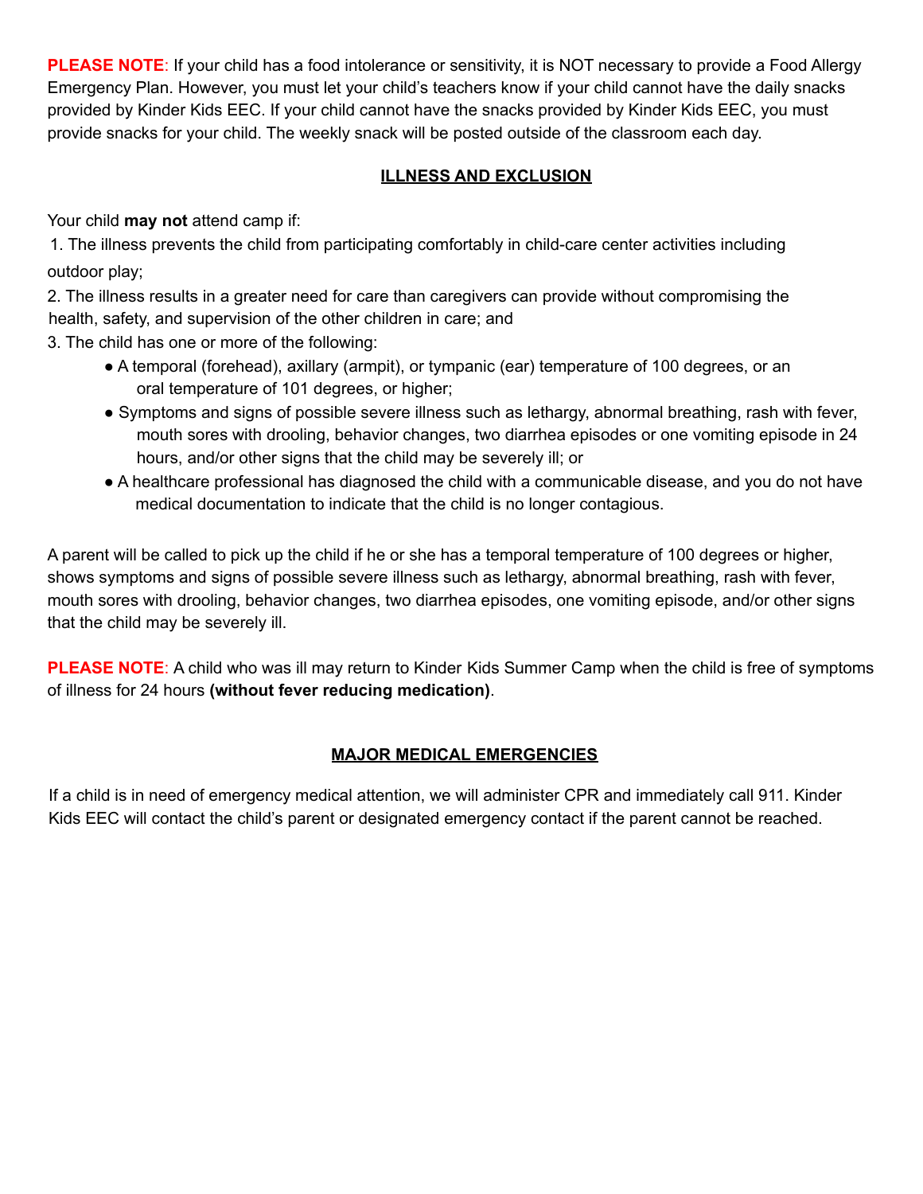**PLEASE NOTE**: If your child has a food intolerance or sensitivity, it is NOT necessary to provide a Food Allergy Emergency Plan. However, you must let your child's teachers know if your child cannot have the daily snacks provided by Kinder Kids EEC. If your child cannot have the snacks provided by Kinder Kids EEC, you must provide snacks for your child. The weekly snack will be posted outside of the classroom each day.

## ILLNESS AND EXCLUSION

Your child **may not** attend camp if:

1. The illness prevents the child from participating comfortably in child-care center activities including outdoor play;
2. The illness results in a greater need for care than caregivers can provide without compromising the health, safety, and supervision of the other children in care; and
3. The child has one or more of the following:
   - A temporal (forehead), axillary (armpit), or tympanic (ear) temperature of 100 degrees, or an oral temperature of 101 degrees, or higher;
   - Symptoms and signs of possible severe illness such as lethargy, abnormal breathing, rash with fever, mouth sores with drooling, behavior changes, two diarrhea episodes or one vomiting episode in 24 hours, and/or other signs that the child may be severely ill; or
   - A healthcare professional has diagnosed the child with a communicable disease, and you do not have medical documentation to indicate that the child is no longer contagious.

A parent will be called to pick up the child if he or she has a temporal temperature of 100 degrees or higher, shows symptoms and signs of possible severe illness such as lethargy, abnormal breathing, rash with fever, mouth sores with drooling, behavior changes, two diarrhea episodes, one vomiting episode, and/or other signs that the child may be severely ill.

**PLEASE NOTE**: A child who was ill may return to Kinder Kids Summer Camp when the child is free of symptoms of illness for 24 hours **(without fever reducing medication)**.

## MAJOR MEDICAL EMERGENCIES

If a child is in need of emergency medical attention, we will administer CPR and immediately call 911. Kinder Kids EEC will contact the child's parent or designated emergency contact if the parent cannot be reached.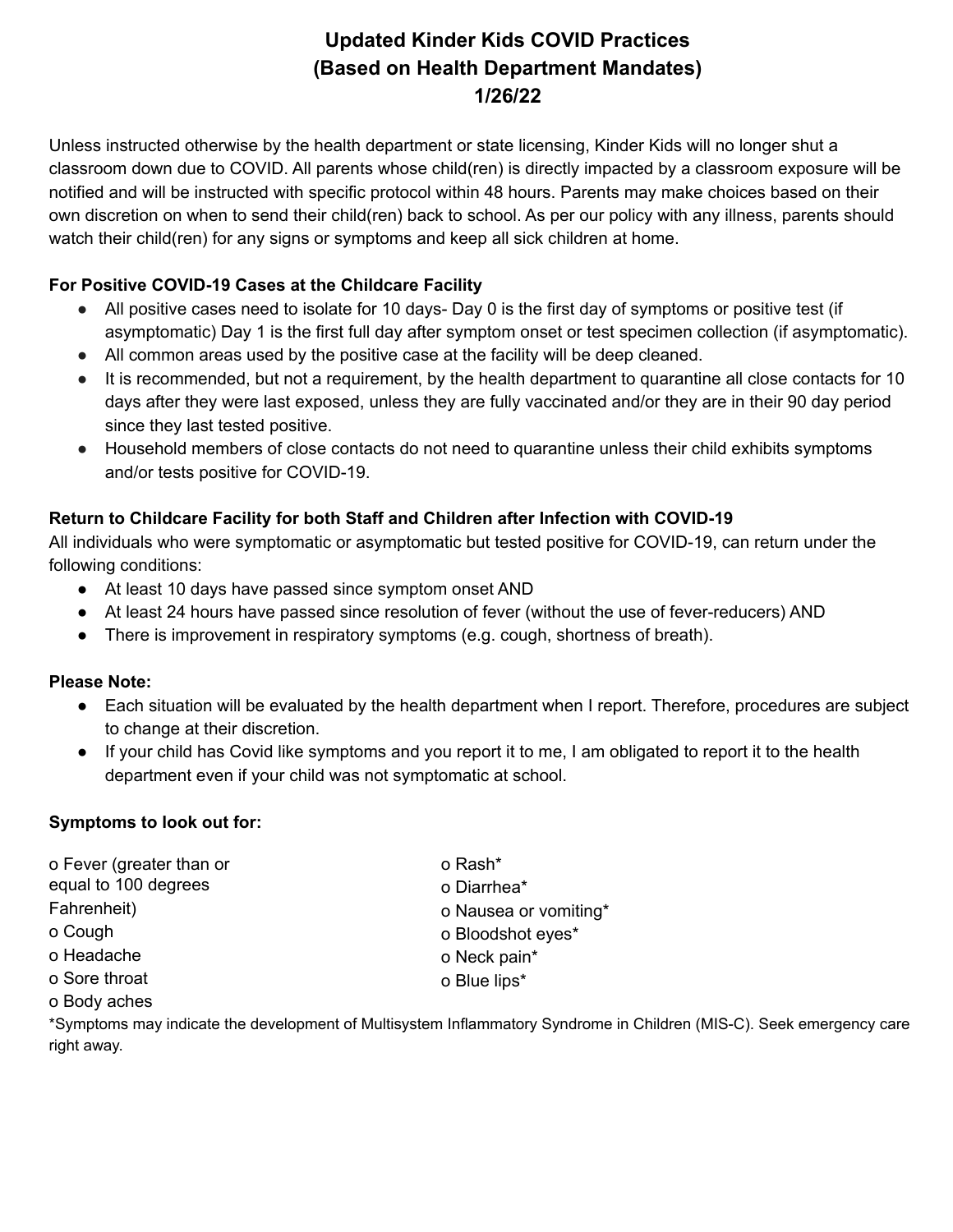# Updated Kinder Kids COVID Practices (Based on Health Department Mandates) 1/26/22

Unless instructed otherwise by the health department or state licensing, Kinder Kids will no longer shut a classroom down due to COVID. All parents whose child(ren) is directly impacted by a classroom exposure will be notified and will be instructed with specific protocol within 48 hours. Parents may make choices based on their own discretion on when to send their child(ren) back to school. As per our policy with any illness, parents should watch their child(ren) for any signs or symptoms and keep all sick children at home.

**For Positive COVID-19 Cases at the Childcare Facility**

- All positive cases need to isolate for 10 days- Day 0 is the first day of symptoms or positive test (if asymptomatic) Day 1 is the first full day after symptom onset or test specimen collection (if asymptomatic).
- All common areas used by the positive case at the facility will be deep cleaned.
- It is recommended, but not a requirement, by the health department to quarantine all close contacts for 10 days after they were last exposed, unless they are fully vaccinated and/or they are in their 90 day period since they last tested positive.
- Household members of close contacts do not need to quarantine unless their child exhibits symptoms and/or tests positive for COVID-19.

**Return to Childcare Facility for both Staff and Children after Infection with COVID-19**

All individuals who were symptomatic or asymptomatic but tested positive for COVID-19, can return under the following conditions:

- At least 10 days have passed since symptom onset AND
- At least 24 hours have passed since resolution of fever (without the use of fever-reducers) AND
- There is improvement in respiratory symptoms (e.g. cough, shortness of breath).

**Please Note:**

- Each situation will be evaluated by the health department when I report. Therefore, procedures are subject to change at their discretion.
- If your child has Covid like symptoms and you report it to me, I am obligated to report it to the health department even if your child was not symptomatic at school.

**Symptoms to look out for:**

- Fever (greater than or equal to 100 degrees Fahrenheit)
- Cough
- Headache
- Sore throat
- Body aches
- Rash*
- Diarrhea*
- Nausea or vomiting*
- Bloodshot eyes*
- Neck pain*
- Blue lips*

*Symptoms may indicate the development of Multisystem Inflammatory Syndrome in Children (MIS-C). Seek emergency care right away.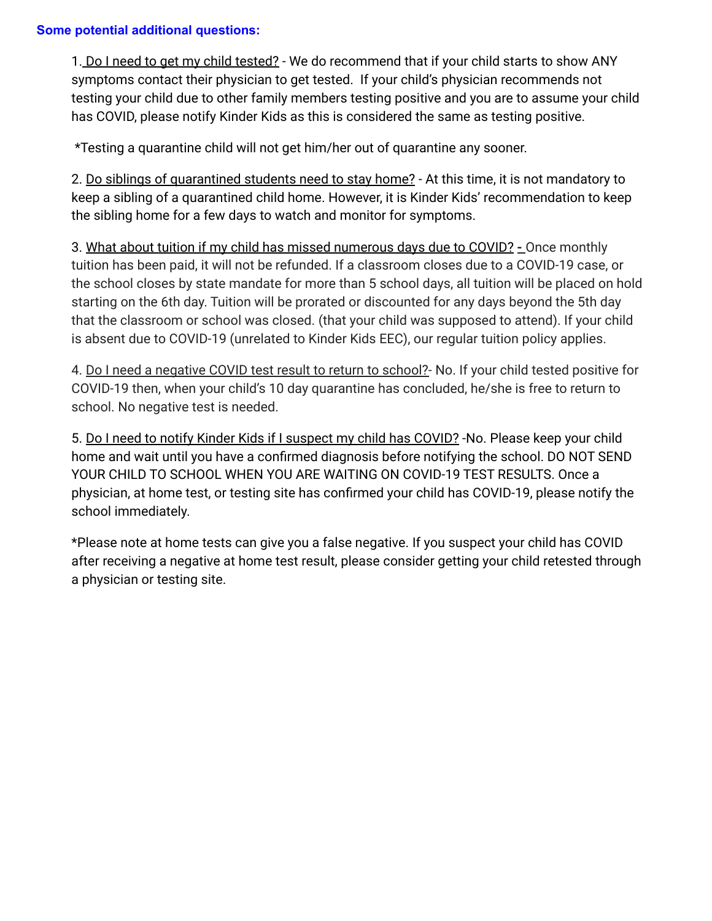**Some potential additional questions:**

1. Do I need to get my child tested? - We do recommend that if your child starts to show ANY symptoms contact their physician to get tested. If your child's physician recommends not testing your child due to other family members testing positive and you are to assume your child has COVID, please notify Kinder Kids as this is considered the same as testing positive.

   *Testing a quarantine child will not get him/her out of quarantine any sooner.

2. Do siblings of quarantined students need to stay home? - At this time, it is not mandatory to keep a sibling of a quarantined child home. However, it is Kinder Kids' recommendation to keep the sibling home for a few days to watch and monitor for symptoms.

3. What about tuition if my child has missed numerous days due to COVID? - Once monthly tuition has been paid, it will not be refunded. If a classroom closes due to a COVID-19 case, or the school closes by state mandate for more than 5 school days, all tuition will be placed on hold starting on the 6th day. Tuition will be prorated or discounted for any days beyond the 5th day that the classroom or school was closed. (that your child was supposed to attend). If your child is absent due to COVID-19 (unrelated to Kinder Kids EEC), our regular tuition policy applies.

4. Do I need a negative COVID test result to return to school?- No. If your child tested positive for COVID-19 then, when your child's 10 day quarantine has concluded, he/she is free to return to school. No negative test is needed.

5. Do I need to notify Kinder Kids if I suspect my child has COVID? -No. Please keep your child home and wait until you have a confirmed diagnosis before notifying the school. DO NOT SEND YOUR CHILD TO SCHOOL WHEN YOU ARE WAITING ON COVID-19 TEST RESULTS. Once a physician, at home test, or testing site has confirmed your child has COVID-19, please notify the school immediately.

   *Please note at home tests can give you a false negative. If you suspect your child has COVID after receiving a negative at home test result, please consider getting your child retested through a physician or testing site.